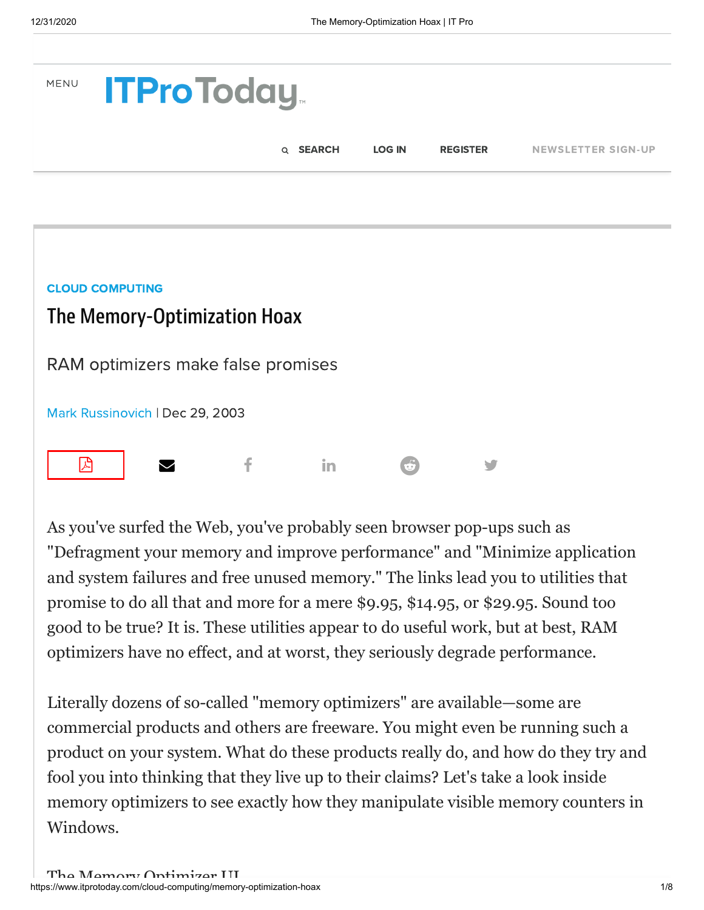CLOUD COMPUTING

# The Memory-Optimization Hoax

RAM optimizers make false promises

Mark Russinovich | Dec 29, 2003

As you've surfed the Web, you've probably seen browser pop-ups such as "Defragment your memory and improve performance" and "Minimize application and system failures and free unused memory." The links lead you to utilities that promise to do all that and more for a mere $9.95, $14.95, or $29.95. Sound too good to be true? It is. These utilities appear to do useful work, but at best, RAM optimizers have no effect, and at worst, they seriously degrade performance.

Literally dozens of so-called "memory optimizers" are available—some are commercial products and others are freeware. You might even be running such a product on your system. What do these products really do, and how do they try and fool you into thinking that they live up to their claims? Let's take a look inside memory optimizers to see exactly how they manipulate visible memory counters in Windows.

## The Memory Optimizer UI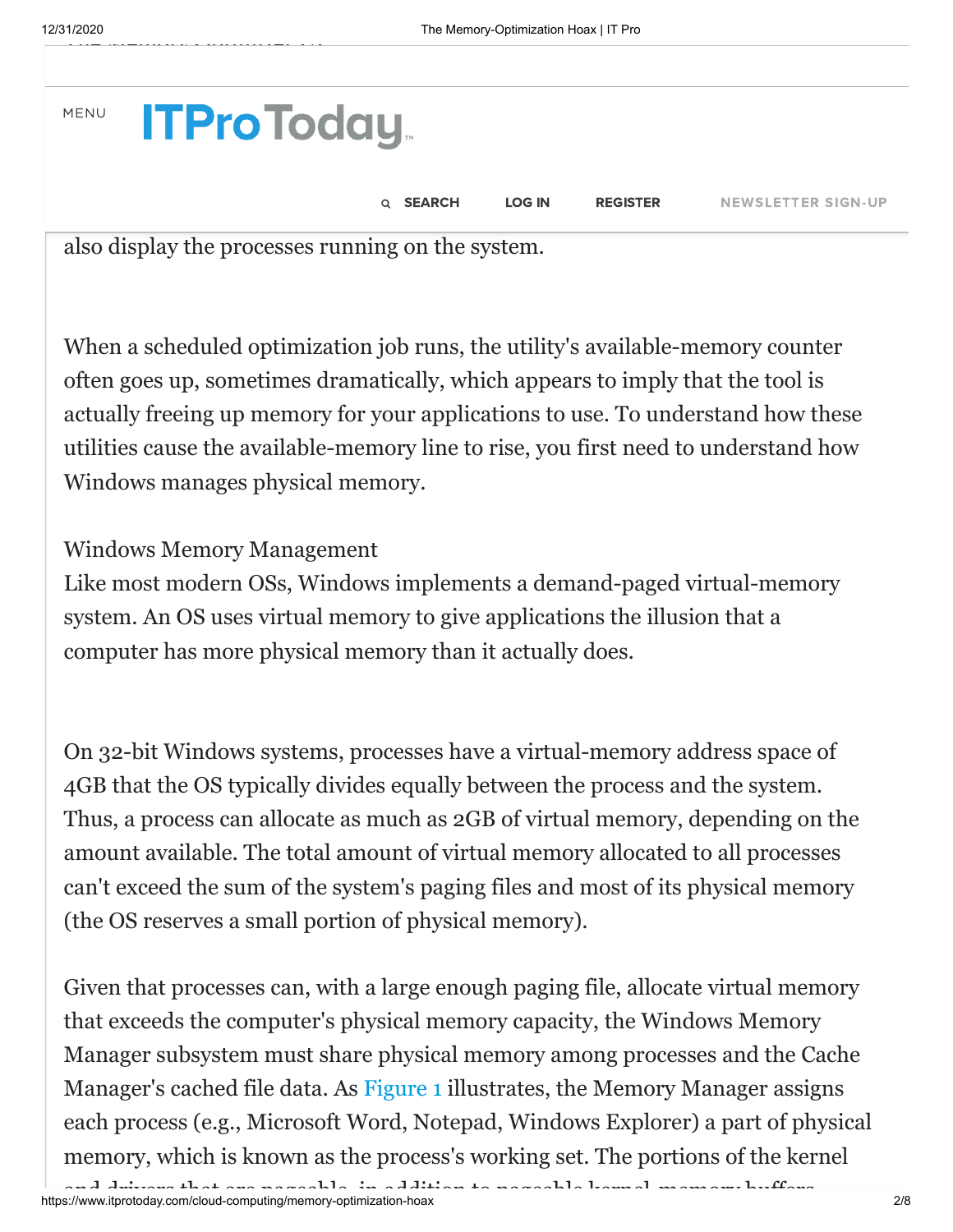also display the processes running on the system.

When a scheduled optimization job runs, the utility's available-memory counter often goes up, sometimes dramatically, which appears to imply that the tool is actually freeing up memory for your applications to use. To understand how these utilities cause the available-memory line to rise, you first need to understand how Windows manages physical memory.

## Windows Memory Management

Like most modern OSs, Windows implements a demand-paged virtual-memory system. An OS uses virtual memory to give applications the illusion that a computer has more physical memory than it actually does.

On 32-bit Windows systems, processes have a virtual-memory address space of 4GB that the OS typically divides equally between the process and the system. Thus, a process can allocate as much as 2GB of virtual memory, depending on the amount available. The total amount of virtual memory allocated to all processes can't exceed the sum of the system's paging files and most of its physical memory (the OS reserves a small portion of physical memory).

Given that processes can, with a large enough paging file, allocate virtual memory that exceeds the computer's physical memory capacity, the Windows Memory Manager subsystem must share physical memory among processes and the Cache Manager's cached file data. As Figure 1 illustrates, the Memory Manager assigns each process (e.g., Microsoft Word, Notepad, Windows Explorer) a part of physical memory, which is known as the process's working set. The portions of the kernel and drivers that are pageable, in addition to pageable kernel-memory buffers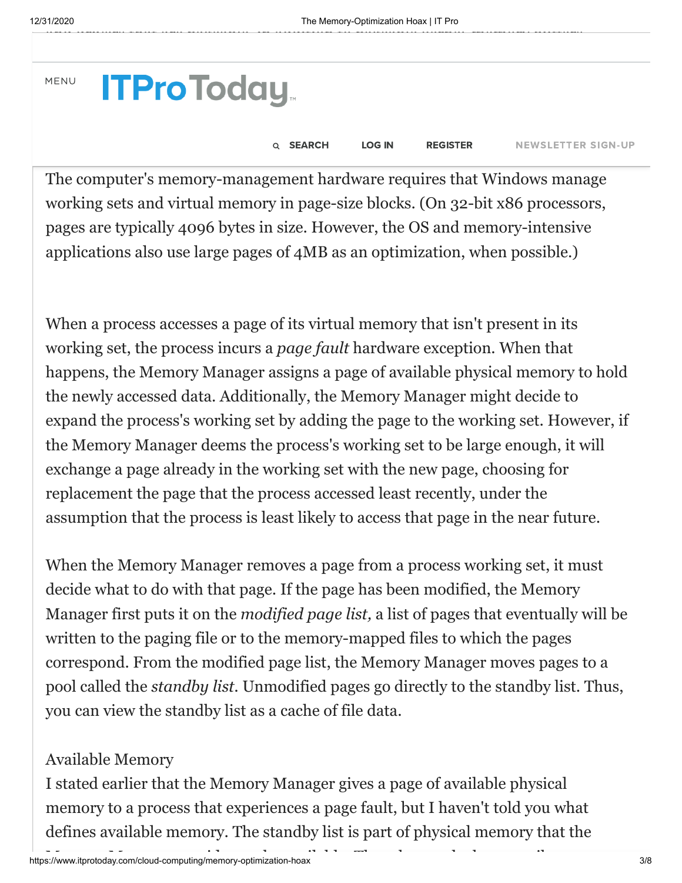The computer's memory-management hardware requires that Windows manage working sets and virtual memory in page-size blocks. (On 32-bit x86 processors, pages are typically 4096 bytes in size. However, the OS and memory-intensive applications also use large pages of 4MB as an optimization, when possible.)

When a process accesses a page of its virtual memory that isn't present in its working set, the process incurs a *page fault* hardware exception. When that happens, the Memory Manager assigns a page of available physical memory to hold the newly accessed data. Additionally, the Memory Manager might decide to expand the process's working set by adding the page to the working set. However, if the Memory Manager deems the process's working set to be large enough, it will exchange a page already in the working set with the new page, choosing for replacement the page that the process accessed least recently, under the assumption that the process is least likely to access that page in the near future.

When the Memory Manager removes a page from a process working set, it must decide what to do with that page. If the page has been modified, the Memory Manager first puts it on the *modified page list,* a list of pages that eventually will be written to the paging file or to the memory-mapped files to which the pages correspond. From the modified page list, the Memory Manager moves pages to a pool called the *standby list*. Unmodified pages go directly to the standby list. Thus, you can view the standby list as a cache of file data.

Available Memory

I stated earlier that the Memory Manager gives a page of available physical memory to a process that experiences a page fault, but I haven't told you what defines available memory. The standby list is part of physical memory that the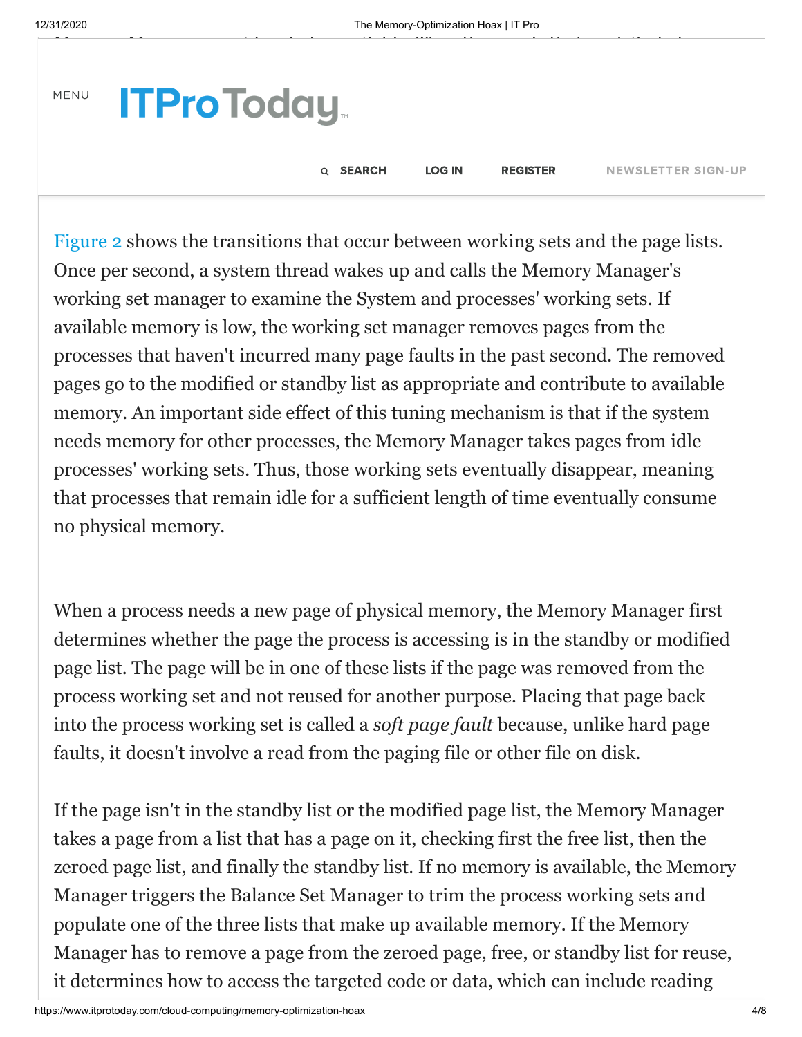Figure 2 shows the transitions that occur between working sets and the page lists. Once per second, a system thread wakes up and calls the Memory Manager's working set manager to examine the System and processes' working sets. If available memory is low, the working set manager removes pages from the processes that haven't incurred many page faults in the past second. The removed pages go to the modified or standby list as appropriate and contribute to available memory. An important side effect of this tuning mechanism is that if the system needs memory for other processes, the Memory Manager takes pages from idle processes' working sets. Thus, those working sets eventually disappear, meaning that processes that remain idle for a sufficient length of time eventually consume no physical memory.

When a process needs a new page of physical memory, the Memory Manager first determines whether the page the process is accessing is in the standby or modified page list. The page will be in one of these lists if the page was removed from the process working set and not reused for another purpose. Placing that page back into the process working set is called a *soft page fault* because, unlike hard page faults, it doesn't involve a read from the paging file or other file on disk.

If the page isn't in the standby list or the modified page list, the Memory Manager takes a page from a list that has a page on it, checking first the free list, then the zeroed page list, and finally the standby list. If no memory is available, the Memory Manager triggers the Balance Set Manager to trim the process working sets and populate one of the three lists that make up available memory. If the Memory Manager has to remove a page from the zeroed page, free, or standby list for reuse, it determines how to access the targeted code or data, which can include reading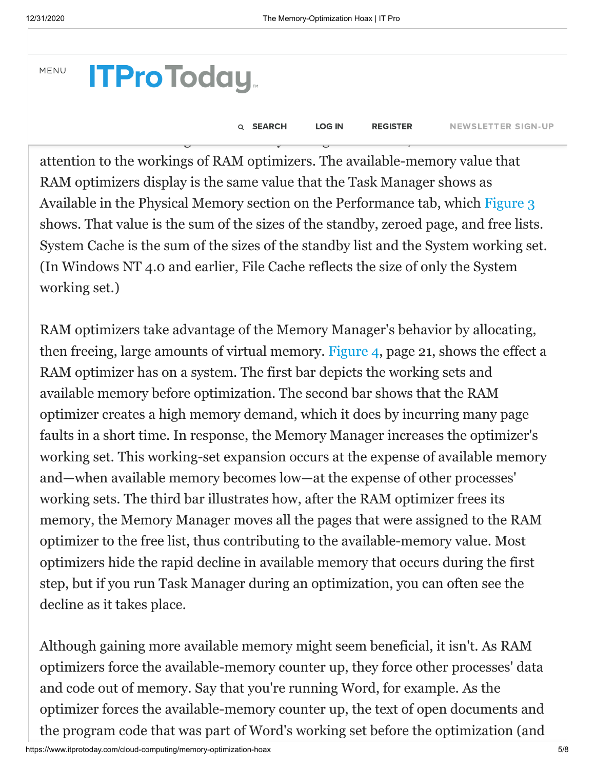attention to the workings of RAM optimizers. The available-memory value that RAM optimizers display is the same value that the Task Manager shows as Available in the Physical Memory section on the Performance tab, which Figure 3 shows. That value is the sum of the sizes of the standby, zeroed page, and free lists. System Cache is the sum of the sizes of the standby list and the System working set. (In Windows NT 4.0 and earlier, File Cache reflects the size of only the System working set.)

RAM optimizers take advantage of the Memory Manager's behavior by allocating, then freeing, large amounts of virtual memory. Figure 4, page 21, shows the effect a RAM optimizer has on a system. The first bar depicts the working sets and available memory before optimization. The second bar shows that the RAM optimizer creates a high memory demand, which it does by incurring many page faults in a short time. In response, the Memory Manager increases the optimizer's working set. This working-set expansion occurs at the expense of available memory and—when available memory becomes low—at the expense of other processes' working sets. The third bar illustrates how, after the RAM optimizer frees its memory, the Memory Manager moves all the pages that were assigned to the RAM optimizer to the free list, thus contributing to the available-memory value. Most optimizers hide the rapid decline in available memory that occurs during the first step, but if you run Task Manager during an optimization, you can often see the decline as it takes place.

Although gaining more available memory might seem beneficial, it isn't. As RAM optimizers force the available-memory counter up, they force other processes' data and code out of memory. Say that you're running Word, for example. As the optimizer forces the available-memory counter up, the text of open documents and the program code that was part of Word's working set before the optimization (and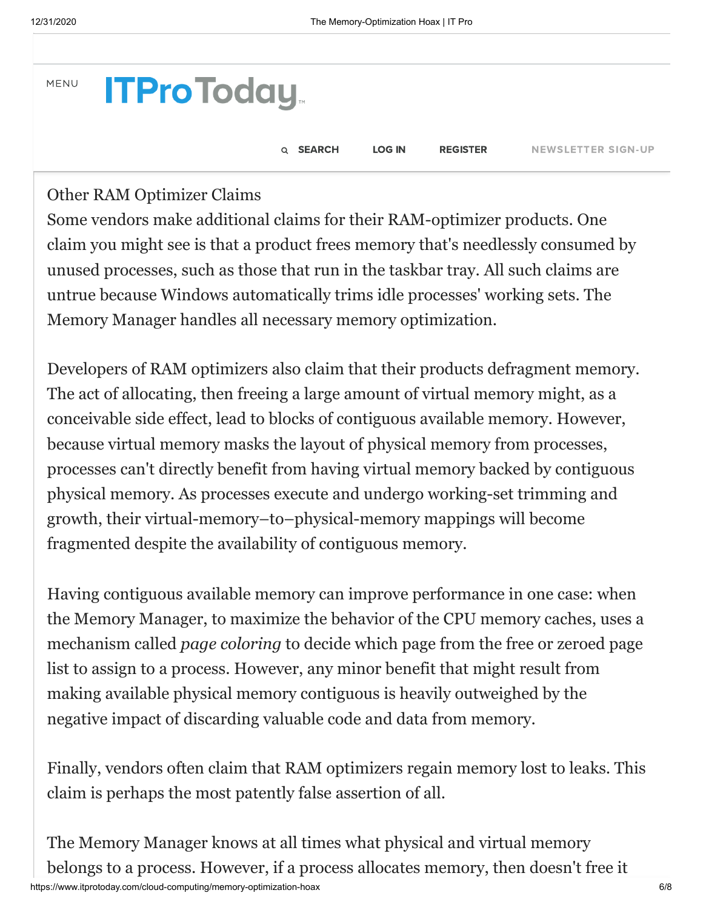Other RAM Optimizer Claims

Some vendors make additional claims for their RAM-optimizer products. One claim you might see is that a product frees memory that's needlessly consumed by unused processes, such as those that run in the taskbar tray. All such claims are untrue because Windows automatically trims idle processes' working sets. The Memory Manager handles all necessary memory optimization.

Developers of RAM optimizers also claim that their products defragment memory. The act of allocating, then freeing a large amount of virtual memory might, as a conceivable side effect, lead to blocks of contiguous available memory. However, because virtual memory masks the layout of physical memory from processes, processes can't directly benefit from having virtual memory backed by contiguous physical memory. As processes execute and undergo working-set trimming and growth, their virtual-memory–to–physical-memory mappings will become fragmented despite the availability of contiguous memory.

Having contiguous available memory can improve performance in one case: when the Memory Manager, to maximize the behavior of the CPU memory caches, uses a mechanism called *page coloring* to decide which page from the free or zeroed page list to assign to a process. However, any minor benefit that might result from making available physical memory contiguous is heavily outweighed by the negative impact of discarding valuable code and data from memory.

Finally, vendors often claim that RAM optimizers regain memory lost to leaks. This claim is perhaps the most patently false assertion of all.

The Memory Manager knows at all times what physical and virtual memory belongs to a process. However, if a process allocates memory, then doesn't free it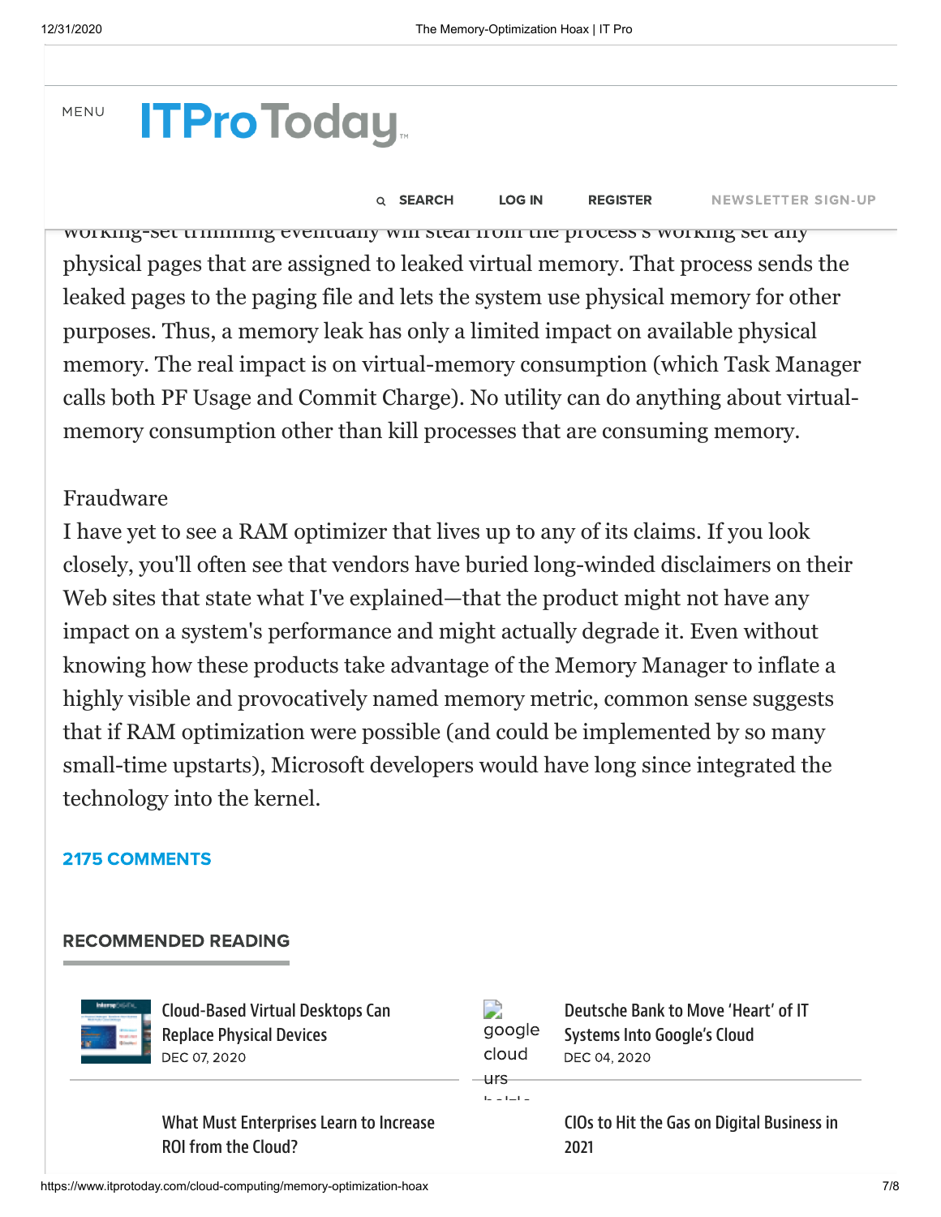working-set trimming eventually will steal from the process's working set any physical pages that are assigned to leaked virtual memory. That process sends the leaked pages to the paging file and lets the system use physical memory for other purposes. Thus, a memory leak has only a limited impact on available physical memory. The real impact is on virtual-memory consumption (which Task Manager calls both PF Usage and Commit Charge). No utility can do anything about virtual-memory consumption other than kill processes that are consuming memory.

Fraudware

I have yet to see a RAM optimizer that lives up to any of its claims. If you look closely, you'll often see that vendors have buried long-winded disclaimers on their Web sites that state what I've explained—that the product might not have any impact on a system's performance and might actually degrade it. Even without knowing how these products take advantage of the Memory Manager to inflate a highly visible and provocatively named memory metric, common sense suggests that if RAM optimization were possible (and could be implemented by so many small-time upstarts), Microsoft developers would have long since integrated the technology into the kernel.

**2175 COMMENTS**

## RECOMMENDED READING

Cloud-Based Virtual Desktops Can Replace Physical Devices
DEC 07, 2020

Deutsche Bank to Move 'Heart' of IT Systems Into Google's Cloud
DEC 04, 2020

What Must Enterprises Learn to Increase ROI from the Cloud?

CIOs to Hit the Gas on Digital Business in 2021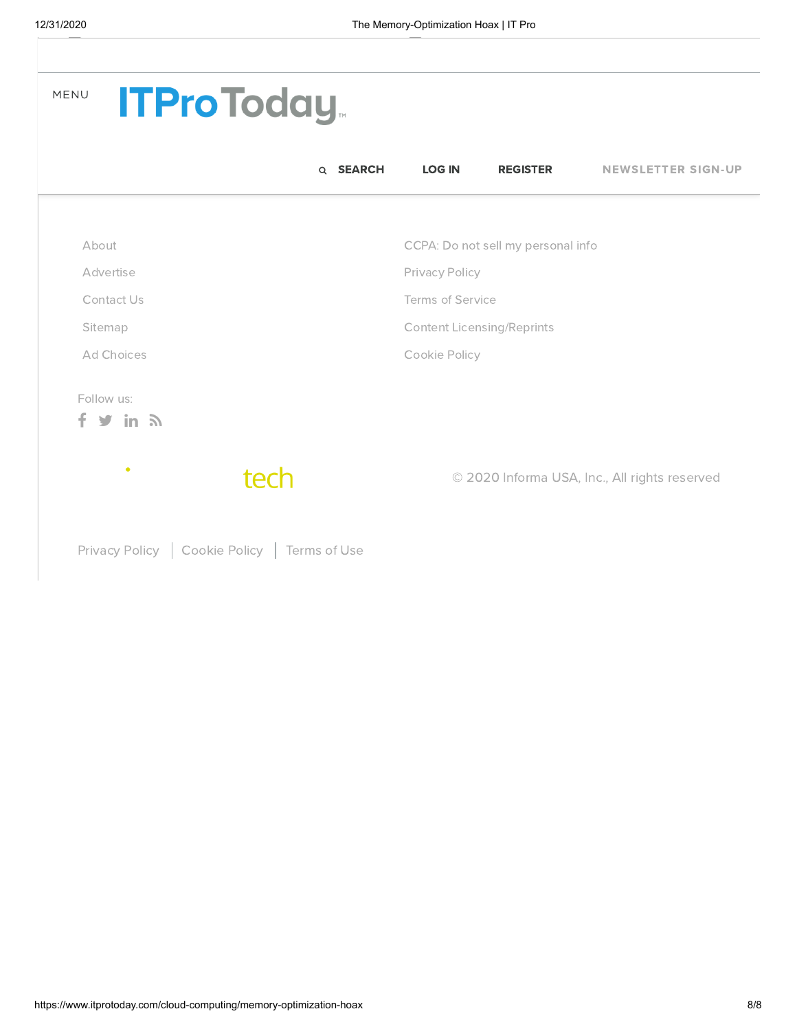MENU

ITProToday

SEARCH LOG IN REGISTER NEWSLETTER SIGN-UP

About

Advertise

Contact Us

Sitemap

Ad Choices

CCPA: Do not sell my personal info

Privacy Policy

Terms of Service

Content Licensing/Reprints

Cookie Policy

Follow us:

tech

© 2020 Informa USA, Inc., All rights reserved

Privacy Policy | Cookie Policy | Terms of Use